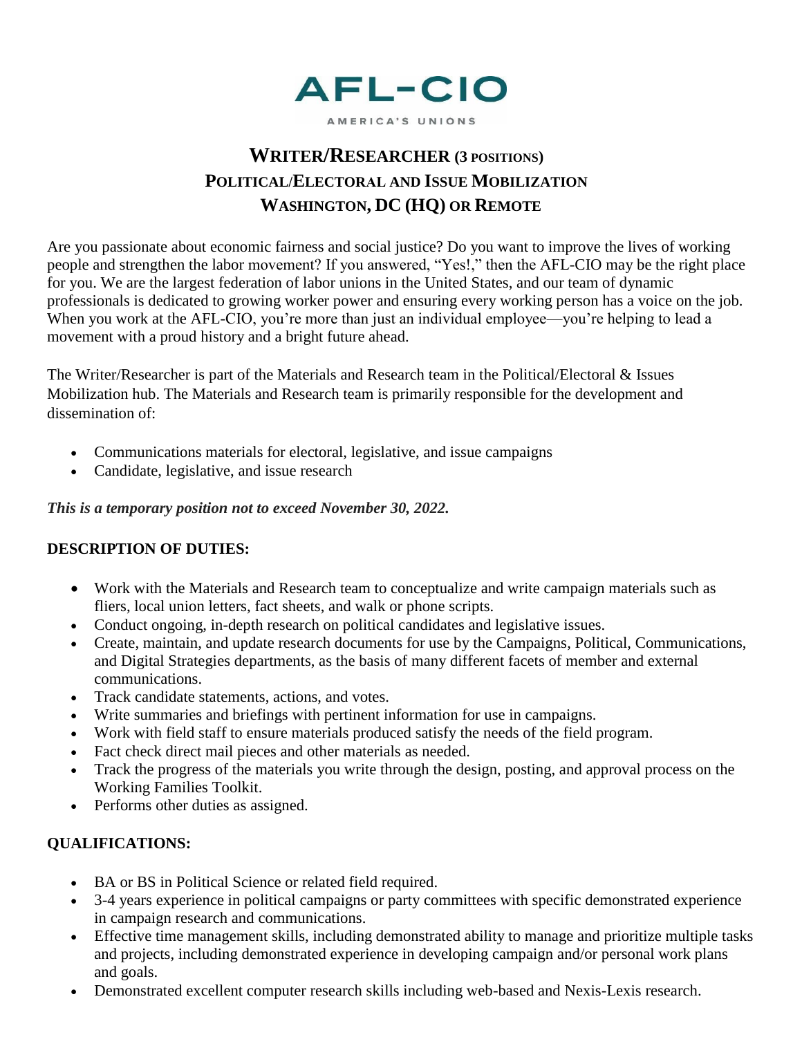AFL-CIO

AMERICA'S UNIONS

# WRITER/RESEARCHER (3 POSITIONS)
## POLITICAL/ELECTORAL AND ISSUE MOBILIZATION
## WASHINGTON, DC (HQ) OR REMOTE

Are you passionate about economic fairness and social justice? Do you want to improve the lives of working people and strengthen the labor movement? If you answered, "Yes!," then the AFL-CIO may be the right place for you. We are the largest federation of labor unions in the United States, and our team of dynamic professionals is dedicated to growing worker power and ensuring every working person has a voice on the job. When you work at the AFL-CIO, you're more than just an individual employee—you're helping to lead a movement with a proud history and a bright future ahead.

The Writer/Researcher is part of the Materials and Research team in the Political/Electoral & Issues Mobilization hub. The Materials and Research team is primarily responsible for the development and dissemination of:

- Communications materials for electoral, legislative, and issue campaigns
- Candidate, legislative, and issue research

***This is a temporary position not to exceed November 30, 2022.***

**DESCRIPTION OF DUTIES:**

- Work with the Materials and Research team to conceptualize and write campaign materials such as fliers, local union letters, fact sheets, and walk or phone scripts.
- Conduct ongoing, in-depth research on political candidates and legislative issues.
- Create, maintain, and update research documents for use by the Campaigns, Political, Communications, and Digital Strategies departments, as the basis of many different facets of member and external communications.
- Track candidate statements, actions, and votes.
- Write summaries and briefings with pertinent information for use in campaigns.
- Work with field staff to ensure materials produced satisfy the needs of the field program.
- Fact check direct mail pieces and other materials as needed.
- Track the progress of the materials you write through the design, posting, and approval process on the Working Families Toolkit.
- Performs other duties as assigned.

**QUALIFICATIONS:**

- BA or BS in Political Science or related field required.
- 3-4 years experience in political campaigns or party committees with specific demonstrated experience in campaign research and communications.
- Effective time management skills, including demonstrated ability to manage and prioritize multiple tasks and projects, including demonstrated experience in developing campaign and/or personal work plans and goals.
- Demonstrated excellent computer research skills including web-based and Nexis-Lexis research.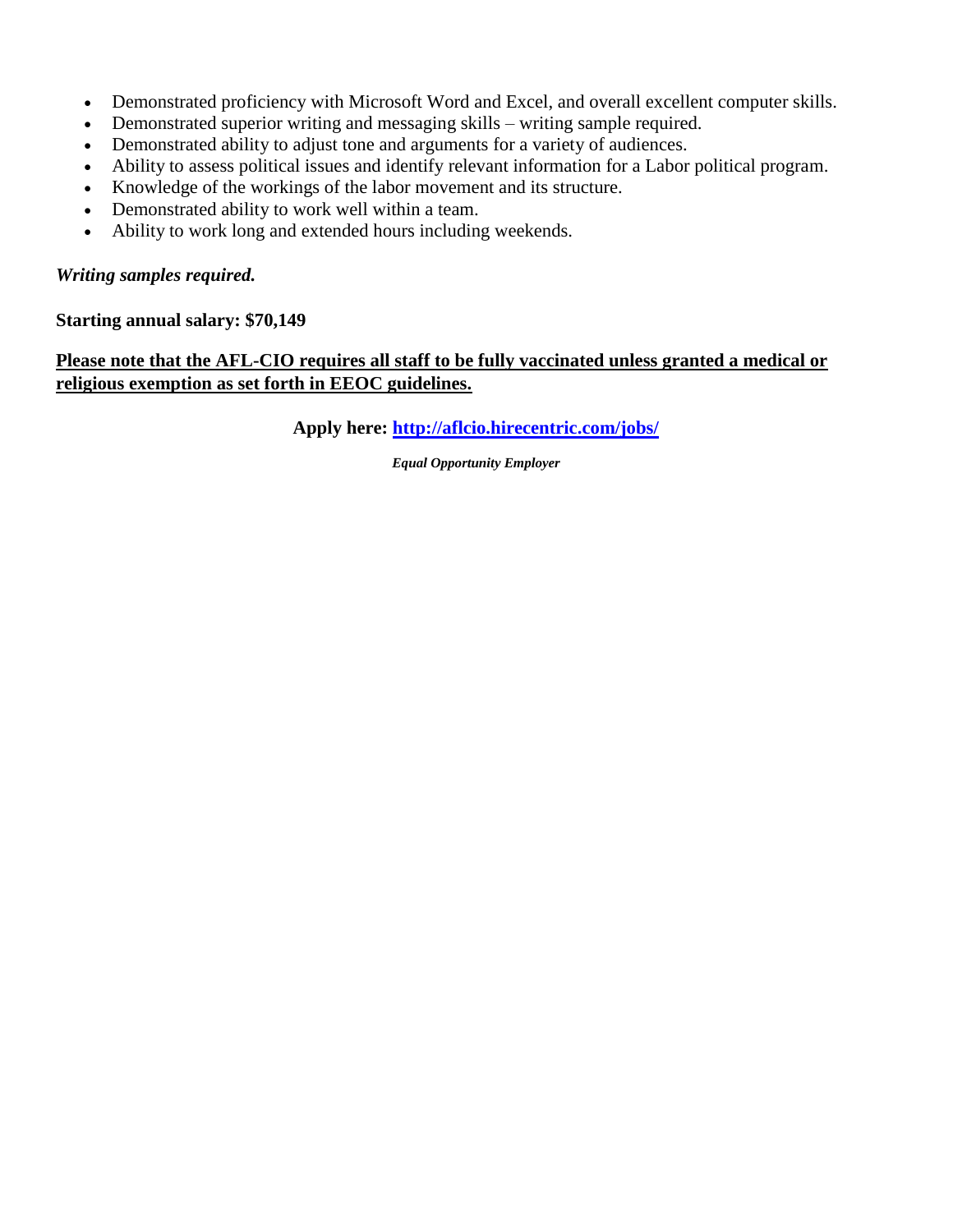- Demonstrated proficiency with Microsoft Word and Excel, and overall excellent computer skills.
- Demonstrated superior writing and messaging skills – writing sample required.
- Demonstrated ability to adjust tone and arguments for a variety of audiences.
- Ability to assess political issues and identify relevant information for a Labor political program.
- Knowledge of the workings of the labor movement and its structure.
- Demonstrated ability to work well within a team.
- Ability to work long and extended hours including weekends.

***Writing samples required.***

**Starting annual salary: $70,149**

**Please note that the AFL-CIO requires all staff to be fully vaccinated unless granted a medical or religious exemption as set forth in EEOC guidelines.**

**Apply here: [http://aflcio.hirecentric.com/jobs/](http://aflcio.hirecentric.com/jobs/)**

***Equal Opportunity Employer***